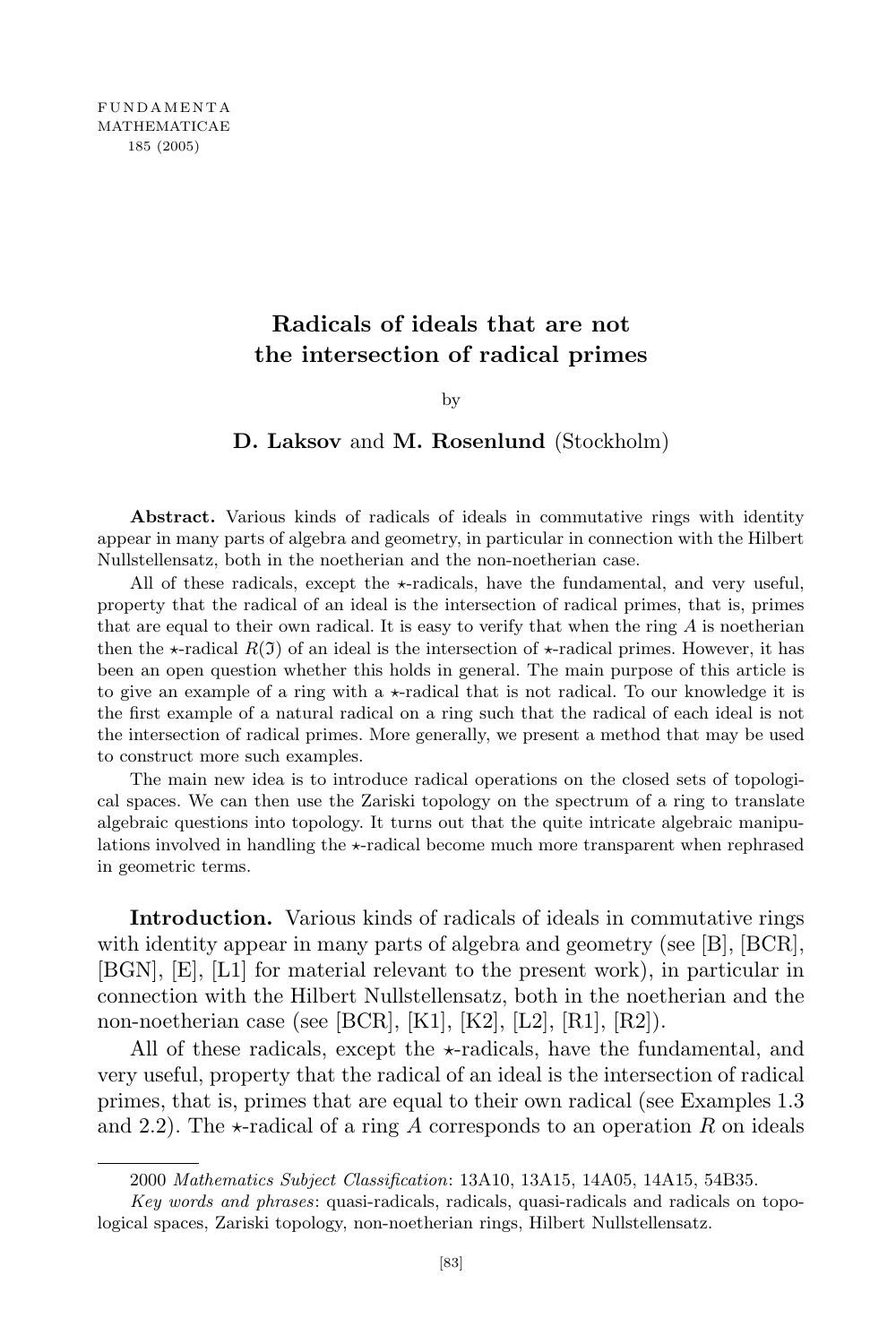FUNDAMENTA MATHEMATICAE 185 (2005)

# Radicals of ideals that are not the intersection of radical primes

by

**D. Laksov** and **M. Rosenlund** (Stockholm)

**Abstract.** Various kinds of radicals of ideals in commutative rings with identity appear in many parts of algebra and geometry, in particular in connection with the Hilbert Nullstellensatz, both in the noetherian and the non-noetherian case.

All of these radicals, except the $\star$-radicals, have the fundamental, and very useful, property that the radical of an ideal is the intersection of radical primes, that is, primes that are equal to their own radical. It is easy to verify that when the ring $A$ is noetherian then the $\star$-radical $R(\mathfrak{I})$ of an ideal is the intersection of $\star$-radical primes. However, it has been an open question whether this holds in general. The main purpose of this article is to give an example of a ring with a $\star$-radical that is not radical. To our knowledge it is the first example of a natural radical on a ring such that the radical of each ideal is not the intersection of radical primes. More generally, we present a method that may be used to construct more such examples.

The main new idea is to introduce radical operations on the closed sets of topological spaces. We can then use the Zariski topology on the spectrum of a ring to translate algebraic questions into topology. It turns out that the quite intricate algebraic manipulations involved in handling the $\star$-radical become much more transparent when rephrased in geometric terms.

**Introduction.** Various kinds of radicals of ideals in commutative rings with identity appear in many parts of algebra and geometry (see [B], [BCR], [BGN], [E], [L1] for material relevant to the present work), in particular in connection with the Hilbert Nullstellensatz, both in the noetherian and the non-noetherian case (see [BCR], [K1], [K2], [L2], [R1], [R2]).

All of these radicals, except the $\star$-radicals, have the fundamental, and very useful, property that the radical of an ideal is the intersection of radical primes, that is, primes that are equal to their own radical (see Examples 1.3 and 2.2). The $\star$-radical of a ring $A$ corresponds to an operation $R$ on ideals

2000 *Mathematics Subject Classification*: 13A10, 13A15, 14A05, 14A15, 54B35.

*Key words and phrases*: quasi-radicals, radicals, quasi-radicals and radicals on topological spaces, Zariski topology, non-noetherian rings, Hilbert Nullstellensatz.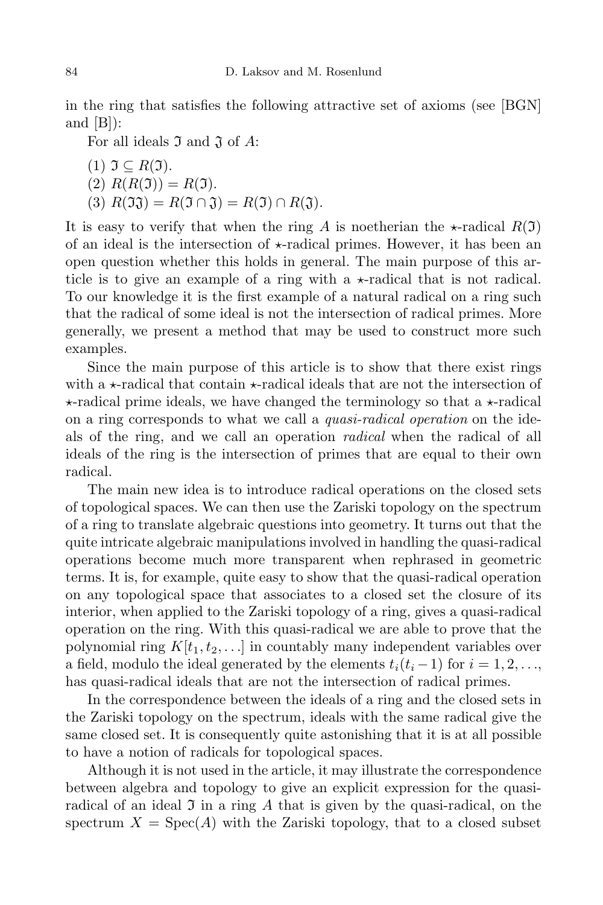in the ring that satisfies the following attractive set of axioms (see [BGN] and [B]):

For all ideals $\mathfrak{I}$ and $\mathfrak{J}$ of $A$:

(1) $\mathfrak{I} \subseteq R(\mathfrak{I})$.
(2) $R(R(\mathfrak{I})) = R(\mathfrak{I})$.
(3) $R(\mathfrak{I}\mathfrak{J}) = R(\mathfrak{I} \cap \mathfrak{J}) = R(\mathfrak{I}) \cap R(\mathfrak{J})$.

It is easy to verify that when the ring $A$ is noetherian the $\star$-radical $R(\mathfrak{I})$ of an ideal is the intersection of $\star$-radical primes. However, it has been an open question whether this holds in general. The main purpose of this article is to give an example of a ring with a $\star$-radical that is not radical. To our knowledge it is the first example of a natural radical on a ring such that the radical of some ideal is not the intersection of radical primes. More generally, we present a method that may be used to construct more such examples.

Since the main purpose of this article is to show that there exist rings with a $\star$-radical that contain $\star$-radical ideals that are not the intersection of $\star$-radical prime ideals, we have changed the terminology so that a $\star$-radical on a ring corresponds to what we call a *quasi-radical operation* on the ideals of the ring, and we call an operation *radical* when the radical of all ideals of the ring is the intersection of primes that are equal to their own radical.

The main new idea is to introduce radical operations on the closed sets of topological spaces. We can then use the Zariski topology on the spectrum of a ring to translate algebraic questions into geometry. It turns out that the quite intricate algebraic manipulations involved in handling the quasi-radical operations become much more transparent when rephrased in geometric terms. It is, for example, quite easy to show that the quasi-radical operation on any topological space that associates to a closed set the closure of its interior, when applied to the Zariski topology of a ring, gives a quasi-radical operation on the ring. With this quasi-radical we are able to prove that the polynomial ring $K[t_1, t_2, \ldots]$ in countably many independent variables over a field, modulo the ideal generated by the elements $t_i(t_i - 1)$ for $i = 1, 2, \ldots$, has quasi-radical ideals that are not the intersection of radical primes.

In the correspondence between the ideals of a ring and the closed sets in the Zariski topology on the spectrum, ideals with the same radical give the same closed set. It is consequently quite astonishing that it is at all possible to have a notion of radicals for topological spaces.

Although it is not used in the article, it may illustrate the correspondence between algebra and topology to give an explicit expression for the quasi-radical of an ideal $\mathfrak{I}$ in a ring $A$ that is given by the quasi-radical, on the spectrum $X = \operatorname{Spec}(A)$ with the Zariski topology, that to a closed subset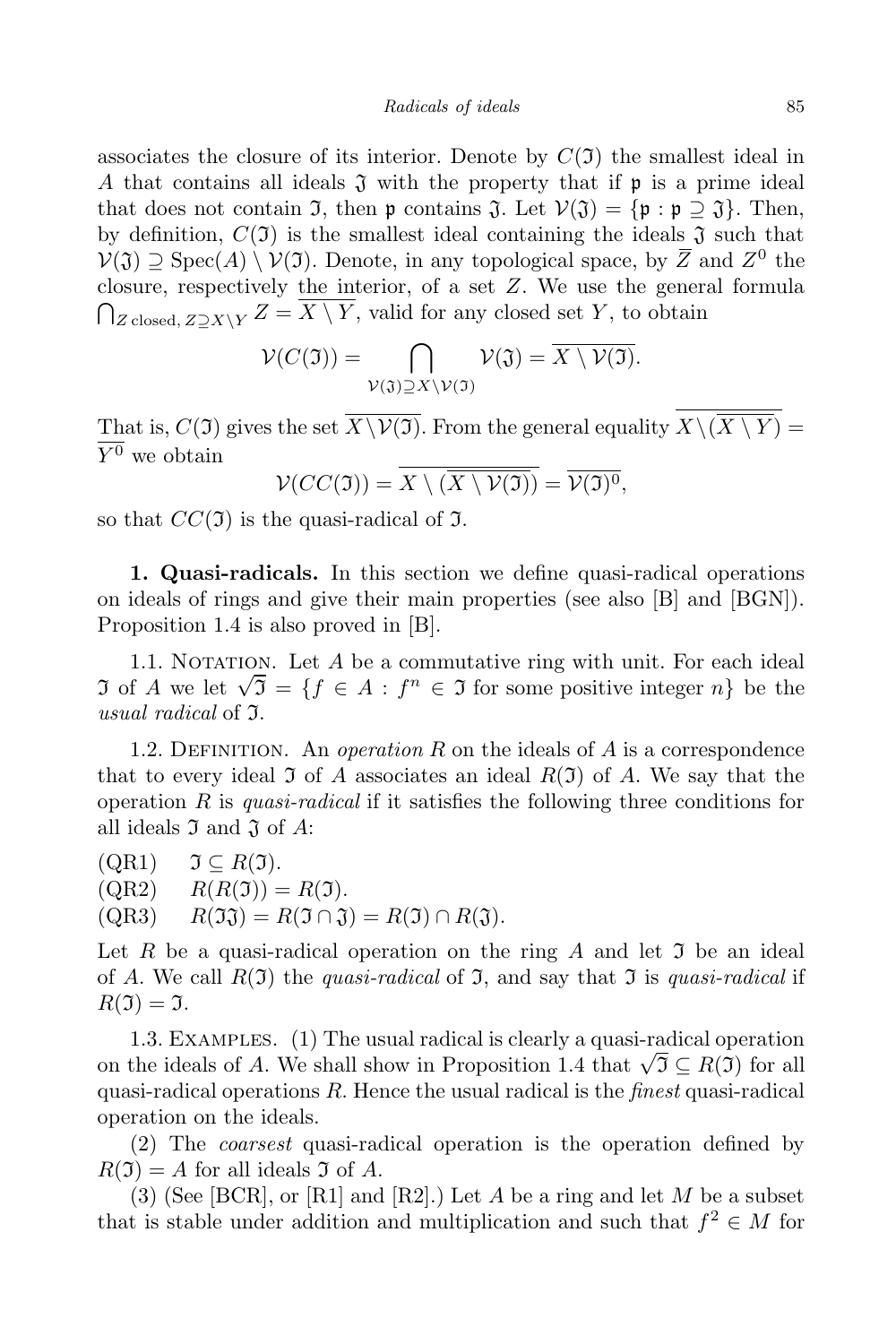associates the closure of its interior. Denote by $C(\mathfrak{I})$ the smallest ideal in $A$ that contains all ideals $\mathfrak{J}$ with the property that if $\mathfrak{p}$ is a prime ideal that does not contain $\mathfrak{I}$, then $\mathfrak{p}$ contains $\mathfrak{J}$. Let $\mathcal{V}(\mathfrak{J}) = \{\mathfrak{p} : \mathfrak{p} \supseteq \mathfrak{J}\}$. Then, by definition, $C(\mathfrak{I})$ is the smallest ideal containing the ideals $\mathfrak{J}$ such that $\mathcal{V}(\mathfrak{J}) \supseteq \operatorname{Spec}(A) \setminus \mathcal{V}(\mathfrak{I})$. Denote, in any topological space, by $\overline{Z}$ and $Z^0$ the closure, respectively the interior, of a set $Z$. We use the general formula $\bigcap_{Z \text{ closed},\, Z \supseteq X\setminus Y} Z = \overline{X \setminus Y}$, valid for any closed set $Y$, to obtain

$$\mathcal{V}(C(\mathfrak{I})) = \bigcap_{\mathcal{V}(\mathfrak{J}) \supseteq X \setminus \mathcal{V}(\mathfrak{I})} \mathcal{V}(\mathfrak{J}) = \overline{X \setminus \mathcal{V}(\mathfrak{I})}.$$

That is, $C(\mathfrak{I})$ gives the set $\overline{X\setminus\mathcal{V}(\mathfrak{I})}$. From the general equality $\overline{X\setminus(\overline{X \setminus Y})} = \overline{Y^0}$ we obtain

$$\mathcal{V}(CC(\mathfrak{I})) = \overline{X \setminus (\overline{X \setminus \mathcal{V}(\mathfrak{I})})} = \overline{\mathcal{V}(\mathfrak{I})^0},$$

so that $CC(\mathfrak{I})$ is the quasi-radical of $\mathfrak{I}$.

**1. Quasi-radicals.** In this section we define quasi-radical operations on ideals of rings and give their main properties (see also [B] and [BGN]). Proposition 1.4 is also proved in [B].

1.1. Notation. Let $A$ be a commutative ring with unit. For each ideal $\mathfrak{I}$ of $A$ we let $\sqrt{\mathfrak{I}} = \{f \in A : f^n \in \mathfrak{I} \text{ for some positive integer } n\}$ be the *usual radical* of $\mathfrak{I}$.

1.2. Definition. An *operation* $R$ on the ideals of $A$ is a correspondence that to every ideal $\mathfrak{I}$ of $A$ associates an ideal $R(\mathfrak{I})$ of $A$. We say that the operation $R$ is *quasi-radical* if it satisfies the following three conditions for all ideals $\mathfrak{I}$ and $\mathfrak{J}$ of $A$:

(QR1) $\quad \mathfrak{I} \subseteq R(\mathfrak{I})$.
(QR2) $\quad R(R(\mathfrak{I})) = R(\mathfrak{I})$.
(QR3) $\quad R(\mathfrak{I}\mathfrak{J}) = R(\mathfrak{I} \cap \mathfrak{J}) = R(\mathfrak{I}) \cap R(\mathfrak{J})$.

Let $R$ be a quasi-radical operation on the ring $A$ and let $\mathfrak{I}$ be an ideal of $A$. We call $R(\mathfrak{I})$ the *quasi-radical* of $\mathfrak{I}$, and say that $\mathfrak{I}$ is *quasi-radical* if $R(\mathfrak{I}) = \mathfrak{I}$.

1.3. Examples. (1) The usual radical is clearly a quasi-radical operation on the ideals of $A$. We shall show in Proposition 1.4 that $\sqrt{\mathfrak{I}} \subseteq R(\mathfrak{I})$ for all quasi-radical operations $R$. Hence the usual radical is the *finest* quasi-radical operation on the ideals.

(2) The *coarsest* quasi-radical operation is the operation defined by $R(\mathfrak{I}) = A$ for all ideals $\mathfrak{I}$ of $A$.

(3) (See [BCR], or [R1] and [R2].) Let $A$ be a ring and let $M$ be a subset that is stable under addition and multiplication and such that $f^2 \in M$ for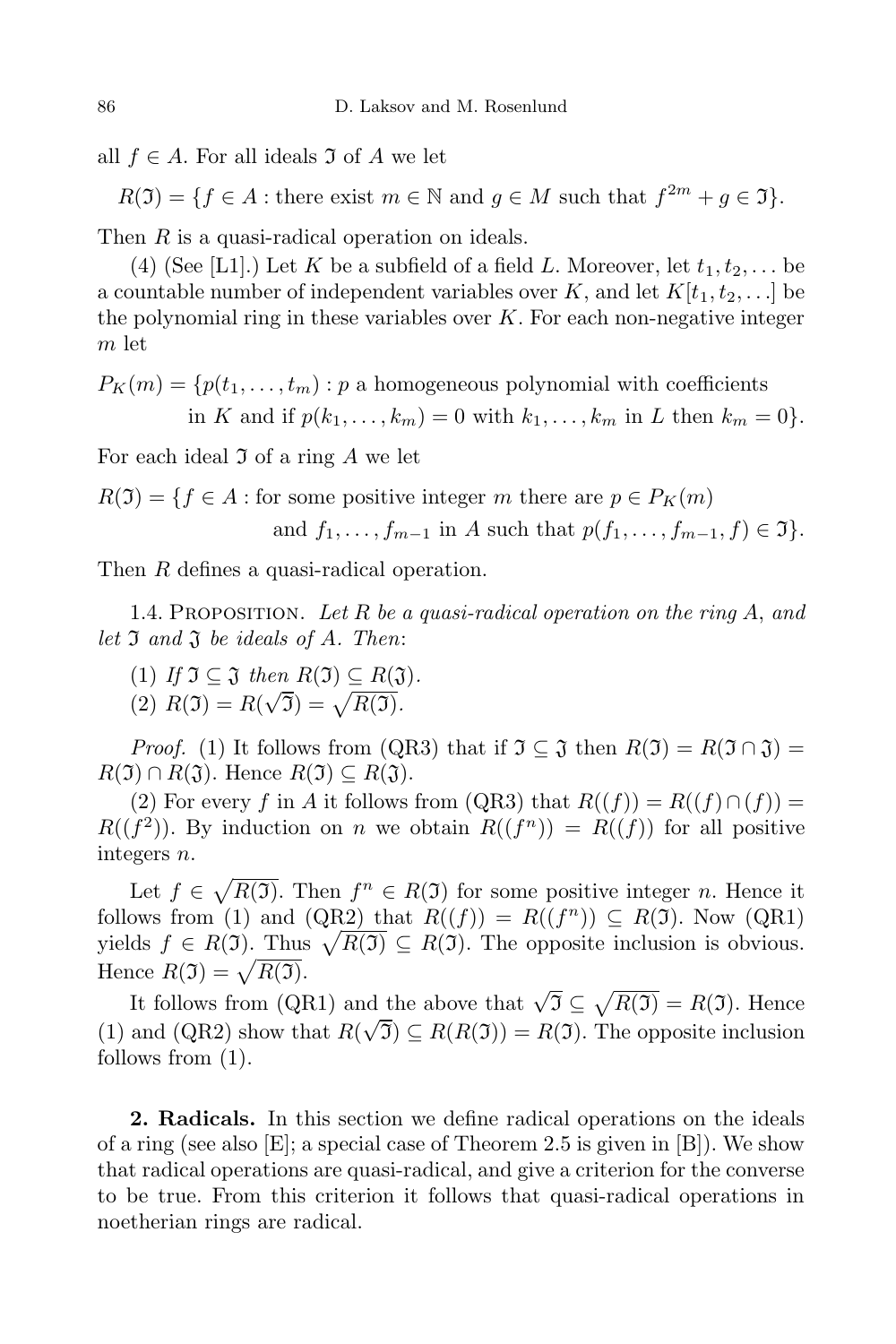all $f \in A$. For all ideals $\mathfrak{I}$ of $A$ we let

$$R(\mathfrak{I}) = \{f \in A : \text{there exist } m \in \mathbb{N} \text{ and } g \in M \text{ such that } f^{2m} + g \in \mathfrak{I}\}.$$

Then $R$ is a quasi-radical operation on ideals.

(4) (See [L1].) Let $K$ be a subfield of a field $L$. Moreover, let $t_1, t_2, \ldots$ be a countable number of independent variables over $K$, and let $K[t_1, t_2, \ldots]$ be the polynomial ring in these variables over $K$. For each non-negative integer $m$ let

$$P_K(m) = \{p(t_1, \ldots, t_m) : p \text{ a homogeneous polynomial with coefficients in } K \text{ and if } p(k_1, \ldots, k_m) = 0 \text{ with } k_1, \ldots, k_m \text{ in } L \text{ then } k_m = 0\}.$$

For each ideal $\mathfrak{I}$ of a ring $A$ we let

$$R(\mathfrak{I}) = \{f \in A : \text{for some positive integer } m \text{ there are } p \in P_K(m) \text{ and } f_1, \ldots, f_{m-1} \text{ in } A \text{ such that } p(f_1, \ldots, f_{m-1}, f) \in \mathfrak{I}\}.$$

Then $R$ defines a quasi-radical operation.

1.4. Proposition. *Let $R$ be a quasi-radical operation on the ring $A$, and let $\mathfrak{I}$ and $\mathfrak{J}$ be ideals of $A$. Then*:

(1) *If $\mathfrak{I} \subseteq \mathfrak{J}$ then $R(\mathfrak{I}) \subseteq R(\mathfrak{J})$.*
(2) *$R(\mathfrak{I}) = R(\sqrt{\mathfrak{I}}) = \sqrt{R(\mathfrak{I})}$.*

*Proof.* (1) It follows from (QR3) that if $\mathfrak{I} \subseteq \mathfrak{J}$ then $R(\mathfrak{I}) = R(\mathfrak{I} \cap \mathfrak{J}) = R(\mathfrak{I}) \cap R(\mathfrak{J})$. Hence $R(\mathfrak{I}) \subseteq R(\mathfrak{J})$.

(2) For every $f$ in $A$ it follows from (QR3) that $R((f)) = R((f) \cap (f)) = R((f^2))$. By induction on $n$ we obtain $R((f^n)) = R((f))$ for all positive integers $n$.

Let $f \in \sqrt{R(\mathfrak{I})}$. Then $f^n \in R(\mathfrak{I})$ for some positive integer $n$. Hence it follows from (1) and (QR2) that $R((f)) = R((f^n)) \subseteq R(\mathfrak{I})$. Now (QR1) yields $f \in R(\mathfrak{I})$. Thus $\sqrt{R(\mathfrak{I})} \subseteq R(\mathfrak{I})$. The opposite inclusion is obvious. Hence $R(\mathfrak{I}) = \sqrt{R(\mathfrak{I})}$.

It follows from (QR1) and the above that $\sqrt{\mathfrak{I}} \subseteq \sqrt{R(\mathfrak{I})} = R(\mathfrak{I})$. Hence (1) and (QR2) show that $R(\sqrt{\mathfrak{I}}) \subseteq R(R(\mathfrak{I})) = R(\mathfrak{I})$. The opposite inclusion follows from (1).

**2. Radicals.** In this section we define radical operations on the ideals of a ring (see also [E]; a special case of Theorem 2.5 is given in [B]). We show that radical operations are quasi-radical, and give a criterion for the converse to be true. From this criterion it follows that quasi-radical operations in noetherian rings are radical.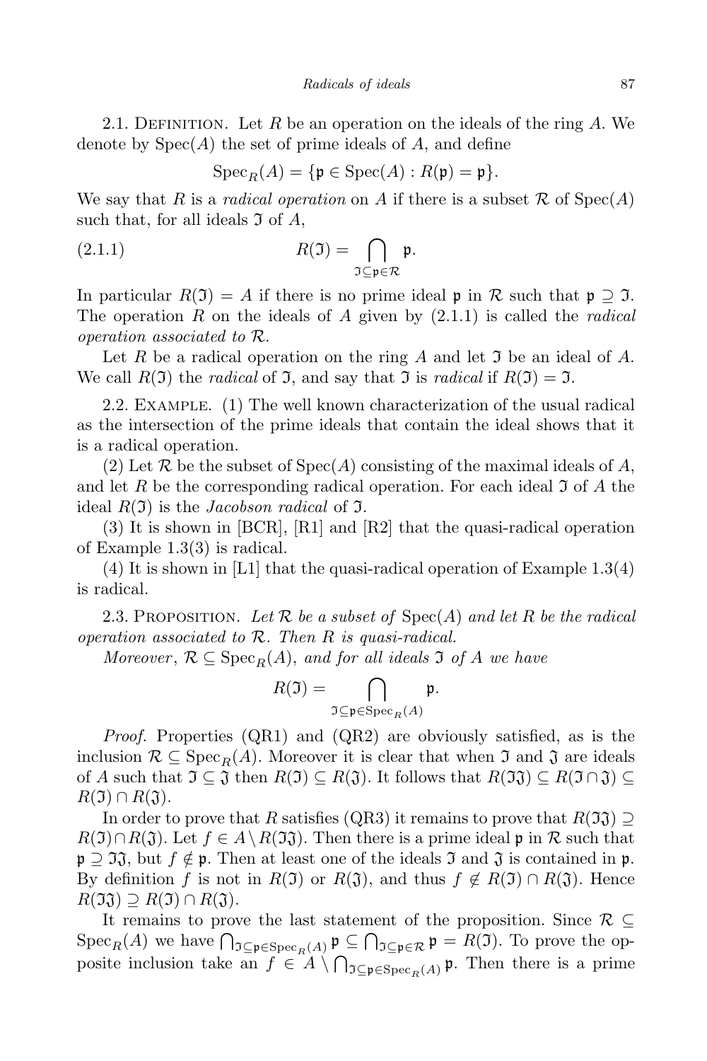2.1. Definition. Let $R$ be an operation on the ideals of the ring $A$. We denote by $\mathrm{Spec}(A)$ the set of prime ideals of $A$, and define

$$\mathrm{Spec}_R(A) = \{\mathfrak{p} \in \mathrm{Spec}(A) : R(\mathfrak{p}) = \mathfrak{p}\}.$$

We say that $R$ is a *radical operation* on $A$ if there is a subset $\mathcal{R}$ of $\mathrm{Spec}(A)$ such that, for all ideals $\mathfrak{I}$ of $A$,

$$R(\mathfrak{I}) = \bigcap_{\mathfrak{I} \subseteq \mathfrak{p} \in \mathcal{R}} \mathfrak{p}. \tag{2.1.1}$$

In particular $R(\mathfrak{I}) = A$ if there is no prime ideal $\mathfrak{p}$ in $\mathcal{R}$ such that $\mathfrak{p} \supseteq \mathfrak{I}$. The operation $R$ on the ideals of $A$ given by (2.1.1) is called the *radical operation associated to* $\mathcal{R}$.

Let $R$ be a radical operation on the ring $A$ and let $\mathfrak{I}$ be an ideal of $A$. We call $R(\mathfrak{I})$ the *radical* of $\mathfrak{I}$, and say that $\mathfrak{I}$ is *radical* if $R(\mathfrak{I}) = \mathfrak{I}$.

2.2. Example. (1) The well known characterization of the usual radical as the intersection of the prime ideals that contain the ideal shows that it is a radical operation.

(2) Let $\mathcal{R}$ be the subset of $\mathrm{Spec}(A)$ consisting of the maximal ideals of $A$, and let $R$ be the corresponding radical operation. For each ideal $\mathfrak{I}$ of $A$ the ideal $R(\mathfrak{I})$ is the *Jacobson radical* of $\mathfrak{I}$.

(3) It is shown in [BCR], [R1] and [R2] that the quasi-radical operation of Example 1.3(3) is radical.

(4) It is shown in [L1] that the quasi-radical operation of Example 1.3(4) is radical.

2.3. Proposition. *Let $\mathcal{R}$ be a subset of $\mathrm{Spec}(A)$ and let $R$ be the radical operation associated to $\mathcal{R}$. Then $R$ is quasi-radical.*

*Moreover, $\mathcal{R} \subseteq \mathrm{Spec}_R(A)$, and for all ideals $\mathfrak{I}$ of $A$ we have*

$$R(\mathfrak{I}) = \bigcap_{\mathfrak{I} \subseteq \mathfrak{p} \in \mathrm{Spec}_R(A)} \mathfrak{p}.$$

*Proof.* Properties (QR1) and (QR2) are obviously satisfied, as is the inclusion $\mathcal{R} \subseteq \mathrm{Spec}_R(A)$. Moreover it is clear that when $\mathfrak{I}$ and $\mathfrak{J}$ are ideals of $A$ such that $\mathfrak{I} \subseteq \mathfrak{J}$ then $R(\mathfrak{I}) \subseteq R(\mathfrak{J})$. It follows that $R(\mathfrak{I}\mathfrak{J}) \subseteq R(\mathfrak{I} \cap \mathfrak{J}) \subseteq R(\mathfrak{I}) \cap R(\mathfrak{J})$.

In order to prove that $R$ satisfies (QR3) it remains to prove that $R(\mathfrak{I}\mathfrak{J}) \supseteq R(\mathfrak{I}) \cap R(\mathfrak{J})$. Let $f \in A \setminus R(\mathfrak{I}\mathfrak{J})$. Then there is a prime ideal $\mathfrak{p}$ in $\mathcal{R}$ such that $\mathfrak{p} \supseteq \mathfrak{I}\mathfrak{J}$, but $f \notin \mathfrak{p}$. Then at least one of the ideals $\mathfrak{I}$ and $\mathfrak{J}$ is contained in $\mathfrak{p}$. By definition $f$ is not in $R(\mathfrak{I})$ or $R(\mathfrak{J})$, and thus $f \notin R(\mathfrak{I}) \cap R(\mathfrak{J})$. Hence $R(\mathfrak{I}\mathfrak{J}) \supseteq R(\mathfrak{I}) \cap R(\mathfrak{J})$.

It remains to prove the last statement of the proposition. Since $\mathcal{R} \subseteq \mathrm{Spec}_R(A)$ we have $\bigcap_{\mathfrak{I} \subseteq \mathfrak{p} \in \mathrm{Spec}_R(A)} \mathfrak{p} \subseteq \bigcap_{\mathfrak{I} \subseteq \mathfrak{p} \in \mathcal{R}} \mathfrak{p} = R(\mathfrak{I})$. To prove the opposite inclusion take an $f \in A \setminus \bigcap_{\mathfrak{I} \subseteq \mathfrak{p} \in \mathrm{Spec}_R(A)} \mathfrak{p}$. Then there is a prime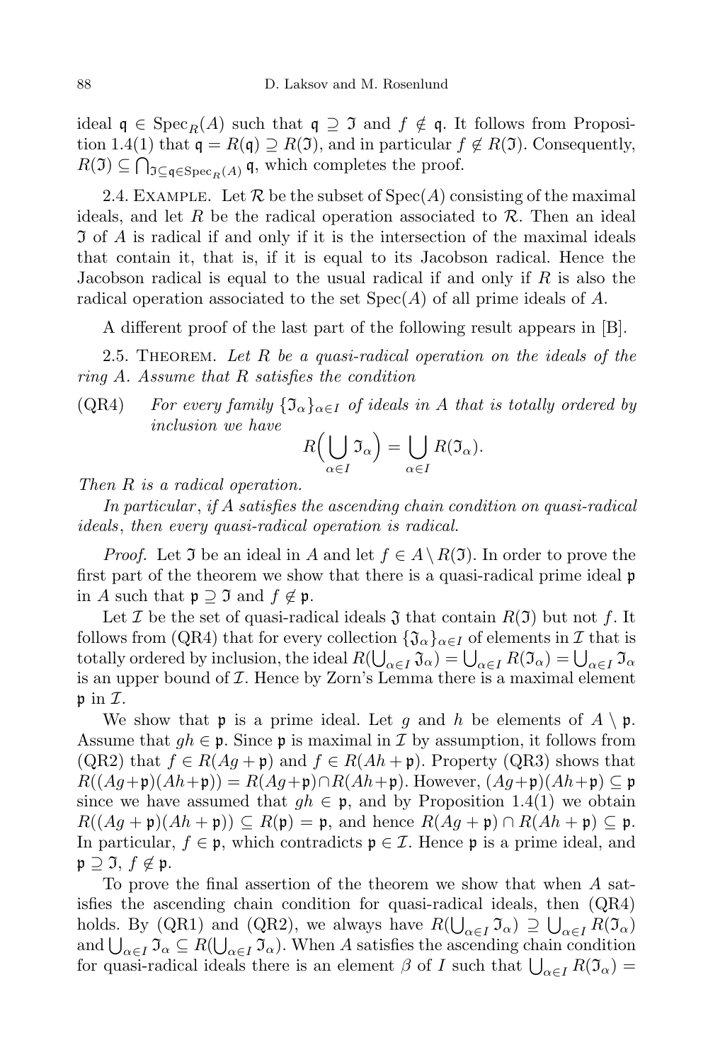ideal $\mathfrak{q} \in \operatorname{Spec}_R(A)$ such that $\mathfrak{q} \supseteq \mathfrak{I}$ and $f \notin \mathfrak{q}$. It follows from Proposition 1.4(1) that $\mathfrak{q} = R(\mathfrak{q}) \supseteq R(\mathfrak{I})$, and in particular $f \notin R(\mathfrak{I})$. Consequently, $R(\mathfrak{I}) \subseteq \bigcap_{\mathfrak{I} \subseteq \mathfrak{q} \in \operatorname{Spec}_R(A)} \mathfrak{q}$, which completes the proof.

2.4. Example. Let $\mathcal{R}$ be the subset of $\operatorname{Spec}(A)$ consisting of the maximal ideals, and let $R$ be the radical operation associated to $\mathcal{R}$. Then an ideal $\mathfrak{I}$ of $A$ is radical if and only if it is the intersection of the maximal ideals that contain it, that is, if it is equal to its Jacobson radical. Hence the Jacobson radical is equal to the usual radical if and only if $R$ is also the radical operation associated to the set $\operatorname{Spec}(A)$ of all prime ideals of $A$.

A different proof of the last part of the following result appears in [B].

2.5. Theorem. *Let $R$ be a quasi-radical operation on the ideals of the ring $A$. Assume that $R$ satisfies the condition*

(QR4) *For every family $\{\mathfrak{I}_\alpha\}_{\alpha \in I}$ of ideals in $A$ that is totally ordered by inclusion we have*

$$R\Big(\bigcup_{\alpha \in I} \mathfrak{I}_\alpha\Big) = \bigcup_{\alpha \in I} R(\mathfrak{I}_\alpha).$$

*Then $R$ is a radical operation.*

*In particular, if $A$ satisfies the ascending chain condition on quasi-radical ideals, then every quasi-radical operation is radical.*

*Proof.* Let $\mathfrak{I}$ be an ideal in $A$ and let $f \in A \setminus R(\mathfrak{I})$. In order to prove the first part of the theorem we show that there is a quasi-radical prime ideal $\mathfrak{p}$ in $A$ such that $\mathfrak{p} \supseteq \mathfrak{I}$ and $f \notin \mathfrak{p}$.

Let $\mathcal{I}$ be the set of quasi-radical ideals $\mathfrak{J}$ that contain $R(\mathfrak{I})$ but not $f$. It follows from (QR4) that for every collection $\{\mathfrak{J}_\alpha\}_{\alpha \in I}$ of elements in $\mathcal{I}$ that is totally ordered by inclusion, the ideal $R(\bigcup_{\alpha \in I} \mathfrak{J}_\alpha) = \bigcup_{\alpha \in I} R(\mathfrak{J}_\alpha) = \bigcup_{\alpha \in I} \mathfrak{J}_\alpha$ is an upper bound of $\mathcal{I}$. Hence by Zorn's Lemma there is a maximal element $\mathfrak{p}$ in $\mathcal{I}$.

We show that $\mathfrak{p}$ is a prime ideal. Let $g$ and $h$ be elements of $A \setminus \mathfrak{p}$. Assume that $gh \in \mathfrak{p}$. Since $\mathfrak{p}$ is maximal in $\mathcal{I}$ by assumption, it follows from (QR2) that $f \in R(Ag + \mathfrak{p})$ and $f \in R(Ah + \mathfrak{p})$. Property (QR3) shows that $R((Ag+\mathfrak{p})(Ah+\mathfrak{p})) = R(Ag+\mathfrak{p}) \cap R(Ah+\mathfrak{p})$. However, $(Ag+\mathfrak{p})(Ah+\mathfrak{p}) \subseteq \mathfrak{p}$ since we have assumed that $gh \in \mathfrak{p}$, and by Proposition 1.4(1) we obtain $R((Ag + \mathfrak{p})(Ah + \mathfrak{p})) \subseteq R(\mathfrak{p}) = \mathfrak{p}$, and hence $R(Ag + \mathfrak{p}) \cap R(Ah + \mathfrak{p}) \subseteq \mathfrak{p}$. In particular, $f \in \mathfrak{p}$, which contradicts $\mathfrak{p} \in \mathcal{I}$. Hence $\mathfrak{p}$ is a prime ideal, and $\mathfrak{p} \supseteq \mathfrak{I}$, $f \notin \mathfrak{p}$.

To prove the final assertion of the theorem we show that when $A$ satisfies the ascending chain condition for quasi-radical ideals, then (QR4) holds. By (QR1) and (QR2), we always have $R(\bigcup_{\alpha \in I} \mathfrak{I}_\alpha) \supseteq \bigcup_{\alpha \in I} R(\mathfrak{I}_\alpha)$ and $\bigcup_{\alpha \in I} \mathfrak{I}_\alpha \subseteq R(\bigcup_{\alpha \in I} \mathfrak{I}_\alpha)$. When $A$ satisfies the ascending chain condition for quasi-radical ideals there is an element $\beta$ of $I$ such that $\bigcup_{\alpha \in I} R(\mathfrak{I}_\alpha) =$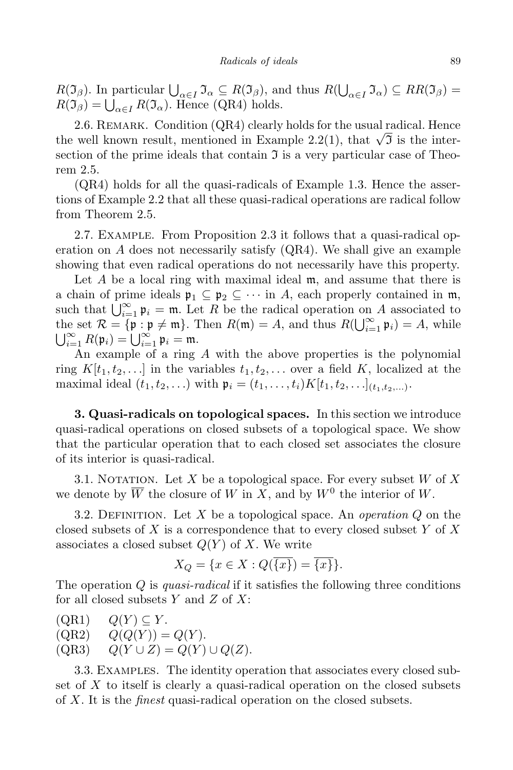$R(\mathfrak{I}_\beta)$. In particular $\bigcup_{\alpha\in I}\mathfrak{I}_\alpha \subseteq R(\mathfrak{I}_\beta)$, and thus $R(\bigcup_{\alpha\in I}\mathfrak{I}_\alpha) \subseteq RR(\mathfrak{I}_\beta) = R(\mathfrak{I}_\beta) = \bigcup_{\alpha\in I} R(\mathfrak{I}_\alpha)$. Hence (QR4) holds.

2.6. Remark. Condition (QR4) clearly holds for the usual radical. Hence the well known result, mentioned in Example 2.2(1), that $\sqrt{\mathfrak{I}}$ is the intersection of the prime ideals that contain $\mathfrak{I}$ is a very particular case of Theorem 2.5.

(QR4) holds for all the quasi-radicals of Example 1.3. Hence the assertions of Example 2.2 that all these quasi-radical operations are radical follow from Theorem 2.5.

2.7. Example. From Proposition 2.3 it follows that a quasi-radical operation on $A$ does not necessarily satisfy (QR4). We shall give an example showing that even radical operations do not necessarily have this property.

Let $A$ be a local ring with maximal ideal $\mathfrak{m}$, and assume that there is a chain of prime ideals $\mathfrak{p}_1 \subseteq \mathfrak{p}_2 \subseteq \cdots$ in $A$, each properly contained in $\mathfrak{m}$, such that $\bigcup_{i=1}^\infty \mathfrak{p}_i = \mathfrak{m}$. Let $R$ be the radical operation on $A$ associated to the set $\mathcal{R} = \{\mathfrak{p} : \mathfrak{p} \neq \mathfrak{m}\}$. Then $R(\mathfrak{m}) = A$, and thus $R(\bigcup_{i=1}^\infty \mathfrak{p}_i) = A$, while $\bigcup_{i=1}^\infty R(\mathfrak{p}_i) = \bigcup_{i=1}^\infty \mathfrak{p}_i = \mathfrak{m}$.

An example of a ring $A$ with the above properties is the polynomial ring $K[t_1, t_2, \ldots]$ in the variables $t_1, t_2, \ldots$ over a field $K$, localized at the maximal ideal $(t_1, t_2, \ldots)$ with $\mathfrak{p}_i = (t_1, \ldots, t_i)K[t_1, t_2, \ldots]_{(t_1,t_2,\ldots)}$.

**3. Quasi-radicals on topological spaces.** In this section we introduce quasi-radical operations on closed subsets of a topological space. We show that the particular operation that to each closed set associates the closure of its interior is quasi-radical.

3.1. Notation. Let $X$ be a topological space. For every subset $W$ of $X$ we denote by $\overline{W}$ the closure of $W$ in $X$, and by $W^0$ the interior of $W$.

3.2. Definition. Let $X$ be a topological space. An *operation* $Q$ on the closed subsets of $X$ is a correspondence that to every closed subset $Y$ of $X$ associates a closed subset $Q(Y)$ of $X$. We write

$$X_Q = \{x \in X : Q(\overline{\{x\}}) = \overline{\{x\}}\}.$$

The operation $Q$ is *quasi-radical* if it satisfies the following three conditions for all closed subsets $Y$ and $Z$ of $X$:

(QR1) $\quad Q(Y) \subseteq Y$.

(QR2) $\quad Q(Q(Y)) = Q(Y)$.

(QR3) $\quad Q(Y \cup Z) = Q(Y) \cup Q(Z)$.

3.3. Examples. The identity operation that associates every closed subset of $X$ to itself is clearly a quasi-radical operation on the closed subsets of $X$. It is the *finest* quasi-radical operation on the closed subsets.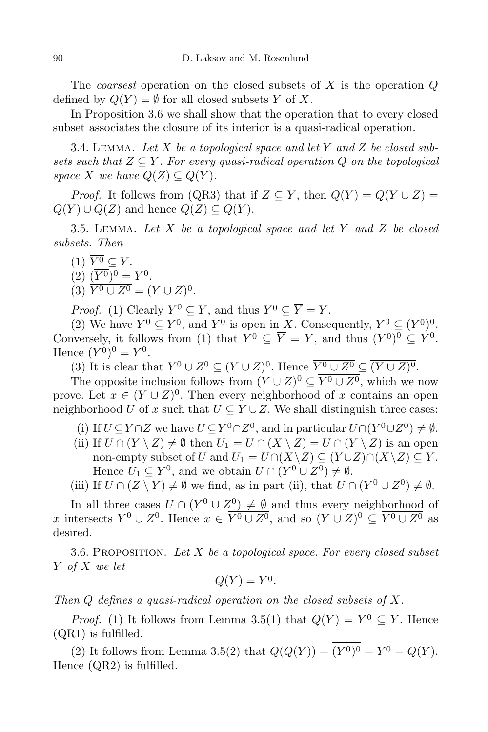The *coarsest* operation on the closed subsets of $X$ is the operation $Q$ defined by $Q(Y) = \emptyset$ for all closed subsets $Y$ of $X$.

In Proposition 3.6 we shall show that the operation that to every closed subset associates the closure of its interior is a quasi-radical operation.

3.4. Lemma. *Let $X$ be a topological space and let $Y$ and $Z$ be closed subsets such that $Z \subseteq Y$. For every quasi-radical operation $Q$ on the topological space $X$ we have $Q(Z) \subseteq Q(Y)$.*

*Proof.* It follows from (QR3) that if $Z \subseteq Y$, then $Q(Y) = Q(Y \cup Z) = Q(Y) \cup Q(Z)$ and hence $Q(Z) \subseteq Q(Y)$.

3.5. Lemma. *Let $X$ be a topological space and let $Y$ and $Z$ be closed subsets. Then*

(1) $\overline{Y^0} \subseteq Y$.
(2) $(\overline{Y^0})^0 = Y^0$.
(3) $\overline{Y^0 \cup Z^0} = \overline{(Y \cup Z)^0}$.

*Proof.* (1) Clearly $Y^0 \subseteq Y$, and thus $\overline{Y^0} \subseteq \overline{Y} = Y$.

(2) We have $Y^0 \subseteq \overline{Y^0}$, and $Y^0$ is open in $X$. Consequently, $Y^0 \subseteq (\overline{Y^0})^0$. Conversely, it follows from (1) that $\overline{Y^0} \subseteq \overline{Y} = Y$, and thus $(\overline{Y^0})^0 \subseteq Y^0$. Hence $(\overline{Y^0})^0 = Y^0$.

(3) It is clear that $Y^0 \cup Z^0 \subseteq (Y \cup Z)^0$. Hence $\overline{Y^0 \cup Z^0} \subseteq \overline{(Y \cup Z)^0}$.

The opposite inclusion follows from $(Y \cup Z)^0 \subseteq \overline{Y^0 \cup Z^0}$, which we now prove. Let $x \in (Y \cup Z)^0$. Then every neighborhood of $x$ contains an open neighborhood $U$ of $x$ such that $U \subseteq Y \cup Z$. We shall distinguish three cases:

(i) If $U \subseteq Y \cap Z$ we have $U \subseteq Y^0 \cap Z^0$, and in particular $U \cap (Y^0 \cup Z^0) \neq \emptyset$.
(ii) If $U \cap (Y \setminus Z) \neq \emptyset$ then $U_1 = U \cap (X \setminus Z) = U \cap (Y \setminus Z)$ is an open non-empty subset of $U$ and $U_1 = U \cap (X \setminus Z) \subseteq (Y \cup Z) \cap (X \setminus Z) \subseteq Y$. Hence $U_1 \subseteq Y^0$, and we obtain $U \cap (Y^0 \cup Z^0) \neq \emptyset$.
(iii) If $U \cap (Z \setminus Y) \neq \emptyset$ we find, as in part (ii), that $U \cap (Y^0 \cup Z^0) \neq \emptyset$.

In all three cases $U \cap (Y^0 \cup Z^0) \neq \emptyset$ and thus every neighborhood of $x$ intersects $Y^0 \cup Z^0$. Hence $x \in \overline{Y^0 \cup Z^0}$, and so $(Y \cup Z)^0 \subseteq \overline{Y^0 \cup Z^0}$ as desired.

3.6. Proposition. *Let $X$ be a topological space. For every closed subset $Y$ of $X$ we let*

$$Q(Y) = \overline{Y^0}.$$

*Then $Q$ defines a quasi-radical operation on the closed subsets of $X$.*

*Proof.* (1) It follows from Lemma 3.5(1) that $Q(Y) = \overline{Y^0} \subseteq Y$. Hence (QR1) is fulfilled.

(2) It follows from Lemma 3.5(2) that $Q(Q(Y)) = \overline{(\overline{Y^0})^0} = \overline{Y^0} = Q(Y)$. Hence (QR2) is fulfilled.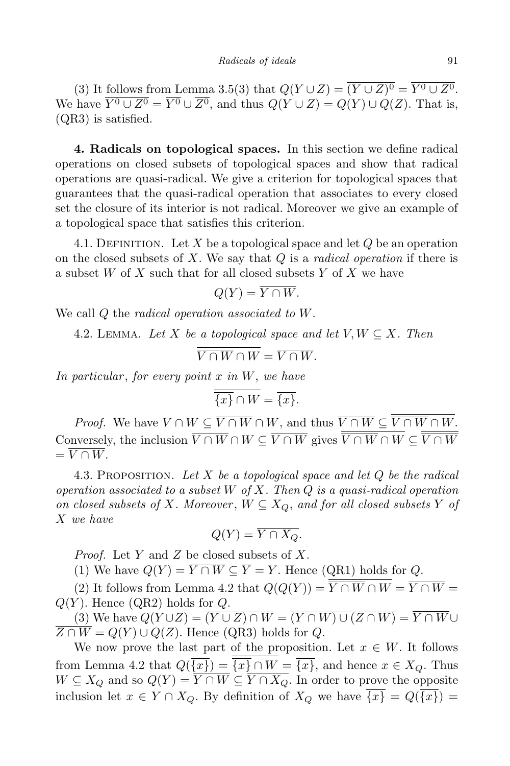(3) It follows from Lemma 3.5(3) that $Q(Y \cup Z) = \overline{(Y \cup Z)^0} = \overline{Y^0 \cup Z^0}$. We have $\overline{Y^0 \cup Z^0} = \overline{Y^0} \cup \overline{Z^0}$, and thus $Q(Y \cup Z) = Q(Y) \cup Q(Z)$. That is, (QR3) is satisfied.

**4. Radicals on topological spaces.** In this section we define radical operations on closed subsets of topological spaces and show that radical operations are quasi-radical. We give a criterion for topological spaces that guarantees that the quasi-radical operation that associates to every closed set the closure of its interior is not radical. Moreover we give an example of a topological space that satisfies this criterion.

4.1. Definition. Let $X$ be a topological space and let $Q$ be an operation on the closed subsets of $X$. We say that $Q$ is a *radical operation* if there is a subset $W$ of $X$ such that for all closed subsets $Y$ of $X$ we have

$$Q(Y) = \overline{Y \cap W}.$$

We call $Q$ the *radical operation associated to* $W$.

4.2. Lemma. *Let $X$ be a topological space and let $V, W \subseteq X$. Then*

$$\overline{\overline{V \cap W} \cap W} = \overline{V \cap W}.$$

*In particular, for every point $x$ in $W$, we have*

$$\overline{\overline{\{x\}} \cap W} = \overline{\{x\}}.$$

*Proof.* We have $V \cap W \subseteq \overline{V \cap W} \cap W$, and thus $\overline{V \cap W} \subseteq \overline{\overline{V \cap W} \cap W}$. Conversely, the inclusion $\overline{V \cap W} \cap W \subseteq \overline{V \cap W}$ gives $\overline{\overline{V \cap W} \cap W} \subseteq \overline{\overline{V \cap W}} = \overline{V \cap W}$.

4.3. Proposition. *Let $X$ be a topological space and let $Q$ be the radical operation associated to a subset $W$ of $X$. Then $Q$ is a quasi-radical operation on closed subsets of $X$. Moreover, $W \subseteq X_Q$, and for all closed subsets $Y$ of $X$ we have*

$$Q(Y) = \overline{Y \cap X_Q}.$$

*Proof.* Let $Y$ and $Z$ be closed subsets of $X$.

(1) We have $Q(Y) = \overline{Y \cap W} \subseteq \overline{Y} = Y$. Hence (QR1) holds for $Q$.

(2) It follows from Lemma 4.2 that $Q(Q(Y)) = \overline{\overline{Y \cap W} \cap W} = \overline{Y \cap W} = Q(Y)$. Hence (QR2) holds for $Q$.

(3) We have $Q(Y \cup Z) = \overline{(Y \cup Z) \cap W} = \overline{(Y \cap W) \cup (Z \cap W)} = \overline{Y \cap W} \cup \overline{Z \cap W} = Q(Y) \cup Q(Z)$. Hence (QR3) holds for $Q$.

We now prove the last part of the proposition. Let $x \in W$. It follows from Lemma 4.2 that $Q(\overline{\{x\}}) = \overline{\overline{\{x\}} \cap W} = \overline{\{x\}}$, and hence $x \in X_Q$. Thus $W \subseteq X_Q$ and so $Q(Y) = \overline{Y \cap W} \subseteq \overline{Y \cap X_Q}$. In order to prove the opposite inclusion let $x \in Y \cap X_Q$. By definition of $X_Q$ we have $\overline{\{x\}} = Q(\overline{\{x\}}) =$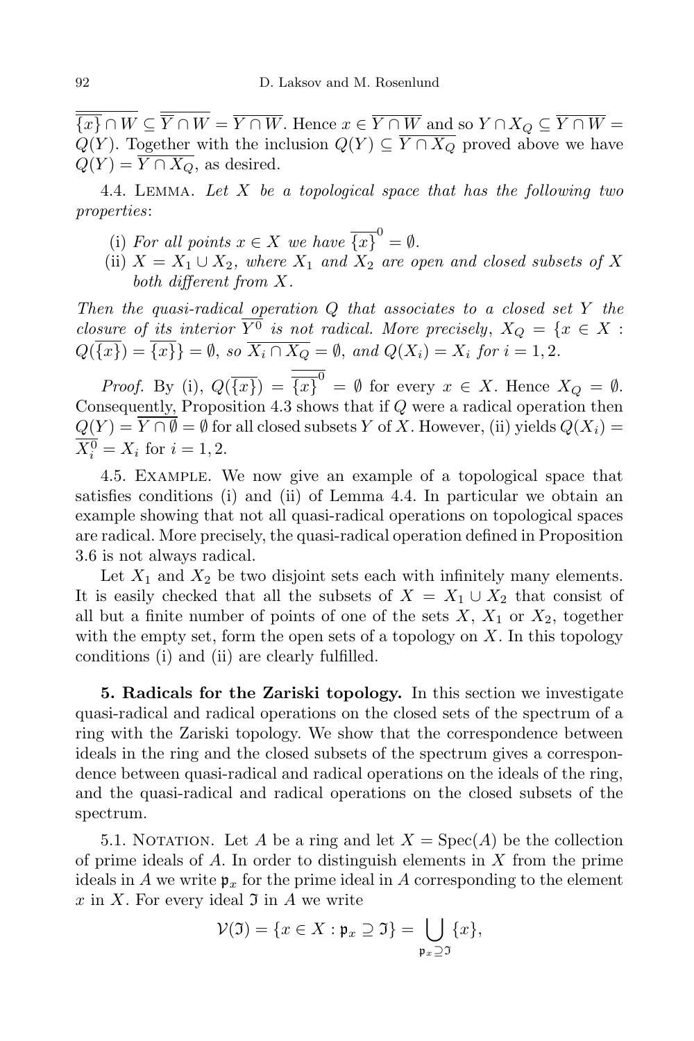$\overline{\overline{\{x\}} \cap W} \subseteq \overline{\overline{Y} \cap W} = \overline{Y \cap W}$. Hence $x \in \overline{Y \cap W}$ and so $Y \cap X_Q \subseteq \overline{Y \cap W} = Q(Y)$. Together with the inclusion $Q(Y) \subseteq \overline{Y \cap X_Q}$ proved above we have $Q(Y) = \overline{Y \cap X_Q}$, as desired.

4.4. Lemma. *Let $X$ be a topological space that has the following two properties*:

(i) *For all points $x \in X$ we have $\overline{\{x\}}^0 = \emptyset$.*
(ii) *$X = X_1 \cup X_2$, where $X_1$ and $X_2$ are open and closed subsets of $X$ both different from $X$.*

*Then the quasi-radical operation $Q$ that associates to a closed set $Y$ the closure of its interior $\overline{Y^0}$ is not radical. More precisely, $X_Q = \{x \in X : Q(\overline{\{x\}}) = \overline{\{x\}}\} = \emptyset$, so $\overline{X_i \cap X_Q} = \emptyset$, and $Q(X_i) = X_i$ for $i = 1, 2$.*

*Proof.* By (i), $Q(\overline{\{x\}}) = \overline{\overline{\{x\}}^0} = \emptyset$ for every $x \in X$. Hence $X_Q = \emptyset$. Consequently, Proposition 4.3 shows that if $Q$ were a radical operation then $Q(Y) = \overline{Y \cap \emptyset} = \emptyset$ for all closed subsets $Y$ of $X$. However, (ii) yields $Q(X_i) = \overline{X_i^0} = X_i$ for $i = 1, 2$.

4.5. Example. We now give an example of a topological space that satisfies conditions (i) and (ii) of Lemma 4.4. In particular we obtain an example showing that not all quasi-radical operations on topological spaces are radical. More precisely, the quasi-radical operation defined in Proposition 3.6 is not always radical.

Let $X_1$ and $X_2$ be two disjoint sets each with infinitely many elements. It is easily checked that all the subsets of $X = X_1 \cup X_2$ that consist of all but a finite number of points of one of the sets $X$, $X_1$ or $X_2$, together with the empty set, form the open sets of a topology on $X$. In this topology conditions (i) and (ii) are clearly fulfilled.

**5. Radicals for the Zariski topology.** In this section we investigate quasi-radical and radical operations on the closed sets of the spectrum of a ring with the Zariski topology. We show that the correspondence between ideals in the ring and the closed subsets of the spectrum gives a correspondence between quasi-radical and radical operations on the ideals of the ring, and the quasi-radical and radical operations on the closed subsets of the spectrum.

5.1. Notation. Let $A$ be a ring and let $X = \operatorname{Spec}(A)$ be the collection of prime ideals of $A$. In order to distinguish elements in $X$ from the prime ideals in $A$ we write $\mathfrak{p}_x$ for the prime ideal in $A$ corresponding to the element $x$ in $X$. For every ideal $\mathfrak{I}$ in $A$ we write

$$\mathcal{V}(\mathfrak{I}) = \{x \in X : \mathfrak{p}_x \supseteq \mathfrak{I}\} = \bigcup_{\mathfrak{p}_x \supseteq \mathfrak{I}} \{x\},$$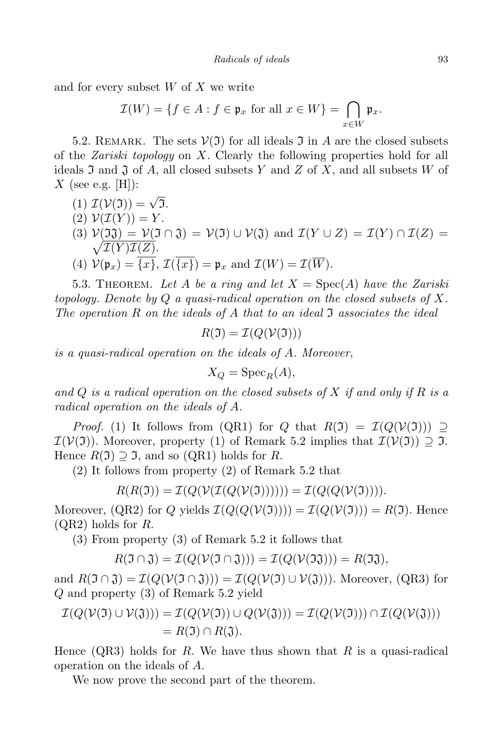and for every subset $W$ of $X$ we write

$$\mathcal{I}(W) = \{f \in A : f \in \mathfrak{p}_x \text{ for all } x \in W\} = \bigcap_{x \in W} \mathfrak{p}_x.$$

5.2. Remark. The sets $\mathcal{V}(\mathfrak{I})$ for all ideals $\mathfrak{I}$ in $A$ are the closed subsets of the *Zariski topology* on $X$. Clearly the following properties hold for all ideals $\mathfrak{I}$ and $\mathfrak{J}$ of $A$, all closed subsets $Y$ and $Z$ of $X$, and all subsets $W$ of $X$ (see e.g. [H]):

(1) $\mathcal{I}(\mathcal{V}(\mathfrak{I})) = \sqrt{\mathfrak{I}}$.

(2) $\mathcal{V}(\mathcal{I}(Y)) = Y$.

(3) $\mathcal{V}(\mathfrak{I}\mathfrak{J}) = \mathcal{V}(\mathfrak{I} \cap \mathfrak{J}) = \mathcal{V}(\mathfrak{I}) \cup \mathcal{V}(\mathfrak{J})$ and $\mathcal{I}(Y \cup Z) = \mathcal{I}(Y) \cap \mathcal{I}(Z) = \sqrt{\mathcal{I}(Y)\mathcal{I}(Z)}$.

(4) $\mathcal{V}(\mathfrak{p}_x) = \overline{\{x\}}$, $\mathcal{I}(\overline{\{x\}}) = \mathfrak{p}_x$ and $\mathcal{I}(W) = \mathcal{I}(\overline{W})$.

5.3. Theorem. *Let $A$ be a ring and let $X = \operatorname{Spec}(A)$ have the Zariski topology. Denote by $Q$ a quasi-radical operation on the closed subsets of $X$. The operation $R$ on the ideals of $A$ that to an ideal $\mathfrak{I}$ associates the ideal*

$$R(\mathfrak{I}) = \mathcal{I}(Q(\mathcal{V}(\mathfrak{I})))$$

*is a quasi-radical operation on the ideals of $A$. Moreover*,

$$X_Q = \operatorname{Spec}_R(A),$$

*and $Q$ is a radical operation on the closed subsets of $X$ if and only if $R$ is a radical operation on the ideals of $A$.*

*Proof.* (1) It follows from (QR1) for $Q$ that $R(\mathfrak{I}) = \mathcal{I}(Q(\mathcal{V}(\mathfrak{I}))) \supseteq \mathcal{I}(\mathcal{V}(\mathfrak{I}))$. Moreover, property (1) of Remark 5.2 implies that $\mathcal{I}(\mathcal{V}(\mathfrak{I})) \supseteq \mathfrak{I}$. Hence $R(\mathfrak{I}) \supseteq \mathfrak{I}$, and so (QR1) holds for $R$.

(2) It follows from property (2) of Remark 5.2 that

$$R(R(\mathfrak{I})) = \mathcal{I}(Q(\mathcal{V}(\mathcal{I}(Q(\mathcal{V}(\mathfrak{I})))))) = \mathcal{I}(Q(Q(\mathcal{V}(\mathfrak{I})))).$$

Moreover, (QR2) for $Q$ yields $\mathcal{I}(Q(Q(\mathcal{V}(\mathfrak{I})))) = \mathcal{I}(Q(\mathcal{V}(\mathfrak{I}))) = R(\mathfrak{I})$. Hence (QR2) holds for $R$.

(3) From property (3) of Remark 5.2 it follows that

$$R(\mathfrak{I} \cap \mathfrak{J}) = \mathcal{I}(Q(\mathcal{V}(\mathfrak{I} \cap \mathfrak{J}))) = \mathcal{I}(Q(\mathcal{V}(\mathfrak{I}\mathfrak{J}))) = R(\mathfrak{I}\mathfrak{J}),$$

and $R(\mathfrak{I} \cap \mathfrak{J}) = \mathcal{I}(Q(\mathcal{V}(\mathfrak{I} \cap \mathfrak{J}))) = \mathcal{I}(Q(\mathcal{V}(\mathfrak{I}) \cup \mathcal{V}(\mathfrak{J})))$. Moreover, (QR3) for $Q$ and property (3) of Remark 5.2 yield

$$\begin{aligned}\mathcal{I}(Q(\mathcal{V}(\mathfrak{I}) \cup \mathcal{V}(\mathfrak{J}))) &= \mathcal{I}(Q(\mathcal{V}(\mathfrak{I})) \cup Q(\mathcal{V}(\mathfrak{J}))) = \mathcal{I}(Q(\mathcal{V}(\mathfrak{I}))) \cap \mathcal{I}(Q(\mathcal{V}(\mathfrak{J}))) \\ &= R(\mathfrak{I}) \cap R(\mathfrak{J}).\end{aligned}$$

Hence (QR3) holds for $R$. We have thus shown that $R$ is a quasi-radical operation on the ideals of $A$.

We now prove the second part of the theorem.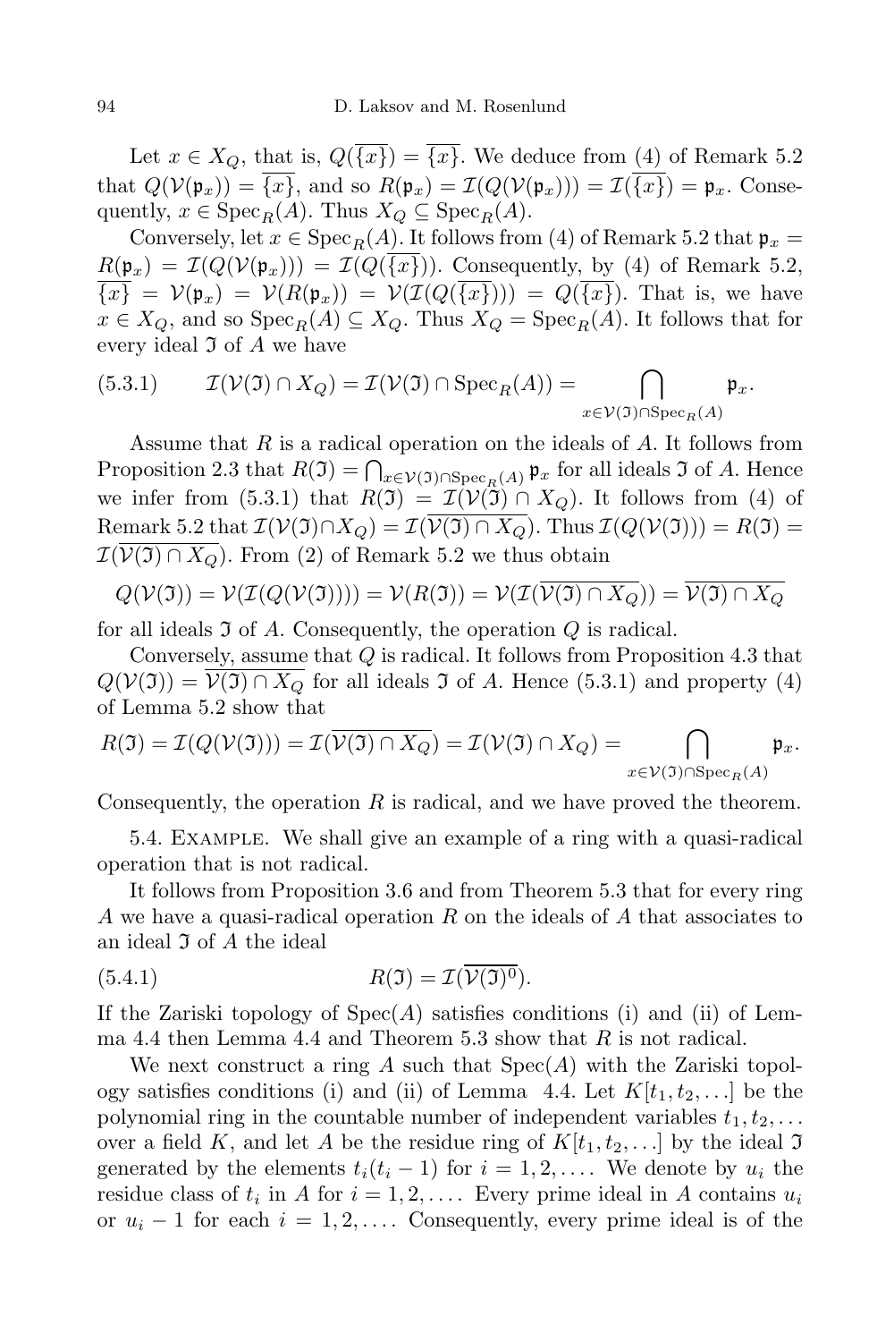Let $x \in X_Q$, that is, $Q(\overline{\{x\}}) = \overline{\{x\}}$. We deduce from (4) of Remark 5.2 that $Q(\mathcal{V}(\mathfrak{p}_x)) = \overline{\{x\}}$, and so $R(\mathfrak{p}_x) = \mathcal{I}(Q(\mathcal{V}(\mathfrak{p}_x))) = \mathcal{I}(\overline{\{x\}}) = \mathfrak{p}_x$. Consequently, $x \in \operatorname{Spec}_R(A)$. Thus $X_Q \subseteq \operatorname{Spec}_R(A)$.

Conversely, let $x \in \operatorname{Spec}_R(A)$. It follows from (4) of Remark 5.2 that $\mathfrak{p}_x = R(\mathfrak{p}_x) = \mathcal{I}(Q(\mathcal{V}(\mathfrak{p}_x))) = \mathcal{I}(Q(\overline{\{x\}}))$. Consequently, by (4) of Remark 5.2, $\overline{\{x\}} = \mathcal{V}(\mathfrak{p}_x) = \mathcal{V}(R(\mathfrak{p}_x)) = \mathcal{V}(\mathcal{I}(Q(\overline{\{x\}}))) = Q(\overline{\{x\}})$. That is, we have $x \in X_Q$, and so $\operatorname{Spec}_R(A) \subseteq X_Q$. Thus $X_Q = \operatorname{Spec}_R(A)$. It follows that for every ideal $\mathfrak{I}$ of $A$ we have

$$\mathcal{I}(\mathcal{V}(\mathfrak{I}) \cap X_Q) = \mathcal{I}(\mathcal{V}(\mathfrak{I}) \cap \operatorname{Spec}_R(A)) = \bigcap_{x \in \mathcal{V}(\mathfrak{I}) \cap \operatorname{Spec}_R(A)} \mathfrak{p}_x. \tag{5.3.1}$$

Assume that $R$ is a radical operation on the ideals of $A$. It follows from Proposition 2.3 that $R(\mathfrak{I}) = \bigcap_{x \in \mathcal{V}(\mathfrak{I}) \cap \operatorname{Spec}_R(A)} \mathfrak{p}_x$ for all ideals $\mathfrak{I}$ of $A$. Hence we infer from (5.3.1) that $R(\mathfrak{I}) = \mathcal{I}(\mathcal{V}(\mathfrak{I}) \cap X_Q)$. It follows from (4) of Remark 5.2 that $\mathcal{I}(\mathcal{V}(\mathfrak{I}) \cap X_Q) = \mathcal{I}(\overline{\mathcal{V}(\mathfrak{I}) \cap X_Q})$. Thus $\mathcal{I}(Q(\mathcal{V}(\mathfrak{I}))) = R(\mathfrak{I}) = \mathcal{I}(\overline{\mathcal{V}(\mathfrak{I}) \cap X_Q})$. From (2) of Remark 5.2 we thus obtain

$$Q(\mathcal{V}(\mathfrak{I})) = \mathcal{V}(\mathcal{I}(Q(\mathcal{V}(\mathfrak{I})))) = \mathcal{V}(R(\mathfrak{I})) = \mathcal{V}(\mathcal{I}(\overline{\mathcal{V}(\mathfrak{I}) \cap X_Q})) = \overline{\mathcal{V}(\mathfrak{I}) \cap X_Q}$$

for all ideals $\mathfrak{I}$ of $A$. Consequently, the operation $Q$ is radical.

Conversely, assume that $Q$ is radical. It follows from Proposition 4.3 that $Q(\mathcal{V}(\mathfrak{I})) = \overline{\mathcal{V}(\mathfrak{I}) \cap X_Q}$ for all ideals $\mathfrak{I}$ of $A$. Hence (5.3.1) and property (4) of Lemma 5.2 show that

$$R(\mathfrak{I}) = \mathcal{I}(Q(\mathcal{V}(\mathfrak{I}))) = \mathcal{I}(\overline{\mathcal{V}(\mathfrak{I}) \cap X_Q}) = \mathcal{I}(\mathcal{V}(\mathfrak{I}) \cap X_Q) = \bigcap_{x \in \mathcal{V}(\mathfrak{I}) \cap \operatorname{Spec}_R(A)} \mathfrak{p}_x.$$

Consequently, the operation $R$ is radical, and we have proved the theorem.

5.4. Example. We shall give an example of a ring with a quasi-radical operation that is not radical.

It follows from Proposition 3.6 and from Theorem 5.3 that for every ring $A$ we have a quasi-radical operation $R$ on the ideals of $A$ that associates to an ideal $\mathfrak{I}$ of $A$ the ideal

$$R(\mathfrak{I}) = \mathcal{I}(\overline{\mathcal{V}(\mathfrak{I})^0}). \tag{5.4.1}$$

If the Zariski topology of $\operatorname{Spec}(A)$ satisfies conditions (i) and (ii) of Lemma 4.4 then Lemma 4.4 and Theorem 5.3 show that $R$ is not radical.

We next construct a ring $A$ such that $\operatorname{Spec}(A)$ with the Zariski topology satisfies conditions (i) and (ii) of Lemma 4.4. Let $K[t_1, t_2, \dots]$ be the polynomial ring in the countable number of independent variables $t_1, t_2, \dots$ over a field $K$, and let $A$ be the residue ring of $K[t_1, t_2, \dots]$ by the ideal $\mathfrak{I}$ generated by the elements $t_i(t_i - 1)$ for $i = 1, 2, \dots$. We denote by $u_i$ the residue class of $t_i$ in $A$ for $i = 1, 2, \dots$. Every prime ideal in $A$ contains $u_i$ or $u_i - 1$ for each $i = 1, 2, \dots$. Consequently, every prime ideal is of the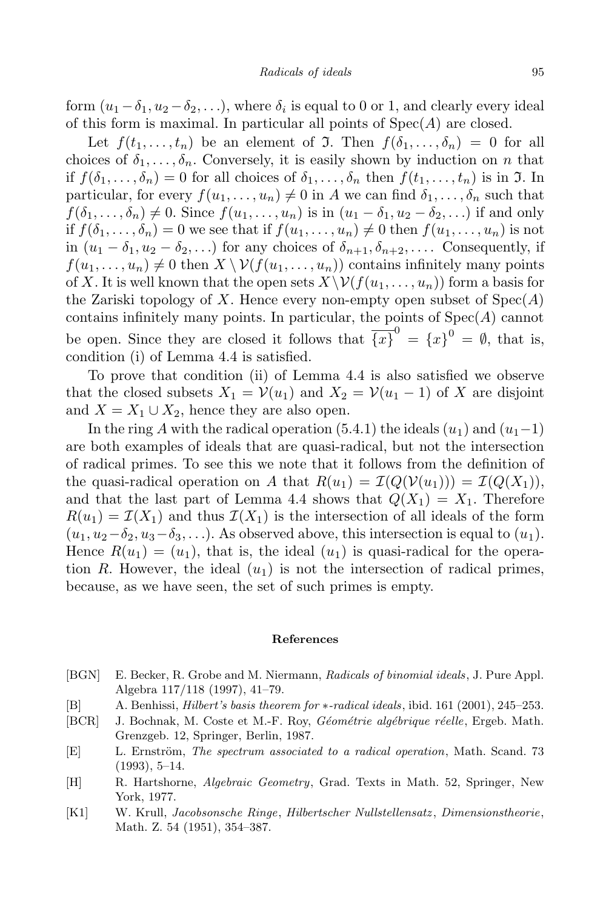form $(u_1 - \delta_1, u_2 - \delta_2, \ldots)$, where $\delta_i$ is equal to 0 or 1, and clearly every ideal of this form is maximal. In particular all points of $\operatorname{Spec}(A)$ are closed.

Let $f(t_1, \ldots, t_n)$ be an element of $\mathfrak{I}$. Then $f(\delta_1, \ldots, \delta_n) = 0$ for all choices of $\delta_1, \ldots, \delta_n$. Conversely, it is easily shown by induction on $n$ that if $f(\delta_1, \ldots, \delta_n) = 0$ for all choices of $\delta_1, \ldots, \delta_n$ then $f(t_1, \ldots, t_n)$ is in $\mathfrak{I}$. In particular, for every $f(u_1, \ldots, u_n) \neq 0$ in $A$ we can find $\delta_1, \ldots, \delta_n$ such that $f(\delta_1, \ldots, \delta_n) \neq 0$. Since $f(u_1, \ldots, u_n)$ is in $(u_1 - \delta_1, u_2 - \delta_2, \ldots)$ if and only if $f(\delta_1, \ldots, \delta_n) = 0$ we see that if $f(u_1, \ldots, u_n) \neq 0$ then $f(u_1, \ldots, u_n)$ is not in $(u_1 - \delta_1, u_2 - \delta_2, \ldots)$ for any choices of $\delta_{n+1}, \delta_{n+2}, \ldots$. Consequently, if $f(u_1, \ldots, u_n) \neq 0$ then $X \setminus \mathcal{V}(f(u_1, \ldots, u_n))$ contains infinitely many points of $X$. It is well known that the open sets $X \setminus \mathcal{V}(f(u_1, \ldots, u_n))$ form a basis for the Zariski topology of $X$. Hence every non-empty open subset of $\operatorname{Spec}(A)$ contains infinitely many points. In particular, the points of $\operatorname{Spec}(A)$ cannot be open. Since they are closed it follows that $\overline{\{x\}}^0 = \{x\}^0 = \emptyset$, that is, condition (i) of Lemma 4.4 is satisfied.

To prove that condition (ii) of Lemma 4.4 is also satisfied we observe that the closed subsets $X_1 = \mathcal{V}(u_1)$ and $X_2 = \mathcal{V}(u_1 - 1)$ of $X$ are disjoint and $X = X_1 \cup X_2$, hence they are also open.

In the ring $A$ with the radical operation (5.4.1) the ideals $(u_1)$ and $(u_1 - 1)$ are both examples of ideals that are quasi-radical, but not the intersection of radical primes. To see this we note that it follows from the definition of the quasi-radical operation on $A$ that $R(u_1) = \mathcal{I}(Q(\mathcal{V}(u_1))) = \mathcal{I}(Q(X_1))$, and that the last part of Lemma 4.4 shows that $Q(X_1) = X_1$. Therefore $R(u_1) = \mathcal{I}(X_1)$ and thus $\mathcal{I}(X_1)$ is the intersection of all ideals of the form $(u_1, u_2 - \delta_2, u_3 - \delta_3, \ldots)$. As observed above, this intersection is equal to $(u_1)$. Hence $R(u_1) = (u_1)$, that is, the ideal $(u_1)$ is quasi-radical for the operation $R$. However, the ideal $(u_1)$ is not the intersection of radical primes, because, as we have seen, the set of such primes is empty.

## References

[BGN] E. Becker, R. Grobe and M. Niermann, *Radicals of binomial ideals*, J. Pure Appl. Algebra 117/118 (1997), 41–79.

[B] A. Benhissi, *Hilbert's basis theorem for ∗-radical ideals*, ibid. 161 (2001), 245–253.

[BCR] J. Bochnak, M. Coste et M.-F. Roy, *Géométrie algébrique réelle*, Ergeb. Math. Grenzgeb. 12, Springer, Berlin, 1987.

[E] L. Ernström, *The spectrum associated to a radical operation*, Math. Scand. 73 (1993), 5–14.

[H] R. Hartshorne, *Algebraic Geometry*, Grad. Texts in Math. 52, Springer, New York, 1977.

[K1] W. Krull, *Jacobsonsche Ringe*, *Hilbertscher Nullstellensatz*, *Dimensionstheorie*, Math. Z. 54 (1951), 354–387.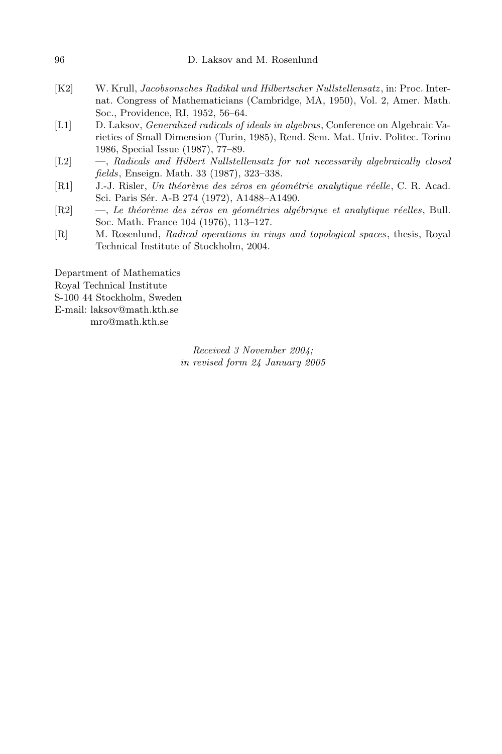[K2] W. Krull, *Jacobsonsches Radikal und Hilbertscher Nullstellensatz*, in: Proc. Internat. Congress of Mathematicians (Cambridge, MA, 1950), Vol. 2, Amer. Math. Soc., Providence, RI, 1952, 56–64.

[L1] D. Laksov, *Generalized radicals of ideals in algebras*, Conference on Algebraic Varieties of Small Dimension (Turin, 1985), Rend. Sem. Mat. Univ. Politec. Torino 1986, Special Issue (1987), 77–89.

[L2] —, *Radicals and Hilbert Nullstellensatz for not necessarily algebraically closed fields*, Enseign. Math. 33 (1987), 323–338.

[R1] J.-J. Risler, *Un théorème des zéros en géométrie analytique réelle*, C. R. Acad. Sci. Paris Sér. A-B 274 (1972), A1488–A1490.

[R2] —, *Le théorème des zéros en géométries algébrique et analytique réelles*, Bull. Soc. Math. France 104 (1976), 113–127.

[R] M. Rosenlund, *Radical operations in rings and topological spaces*, thesis, Royal Technical Institute of Stockholm, 2004.

Department of Mathematics
Royal Technical Institute
S-100 44 Stockholm, Sweden
E-mail: laksov@math.kth.se
mro@math.kth.se

*Received 3 November 2004;*
*in revised form 24 January 2005*